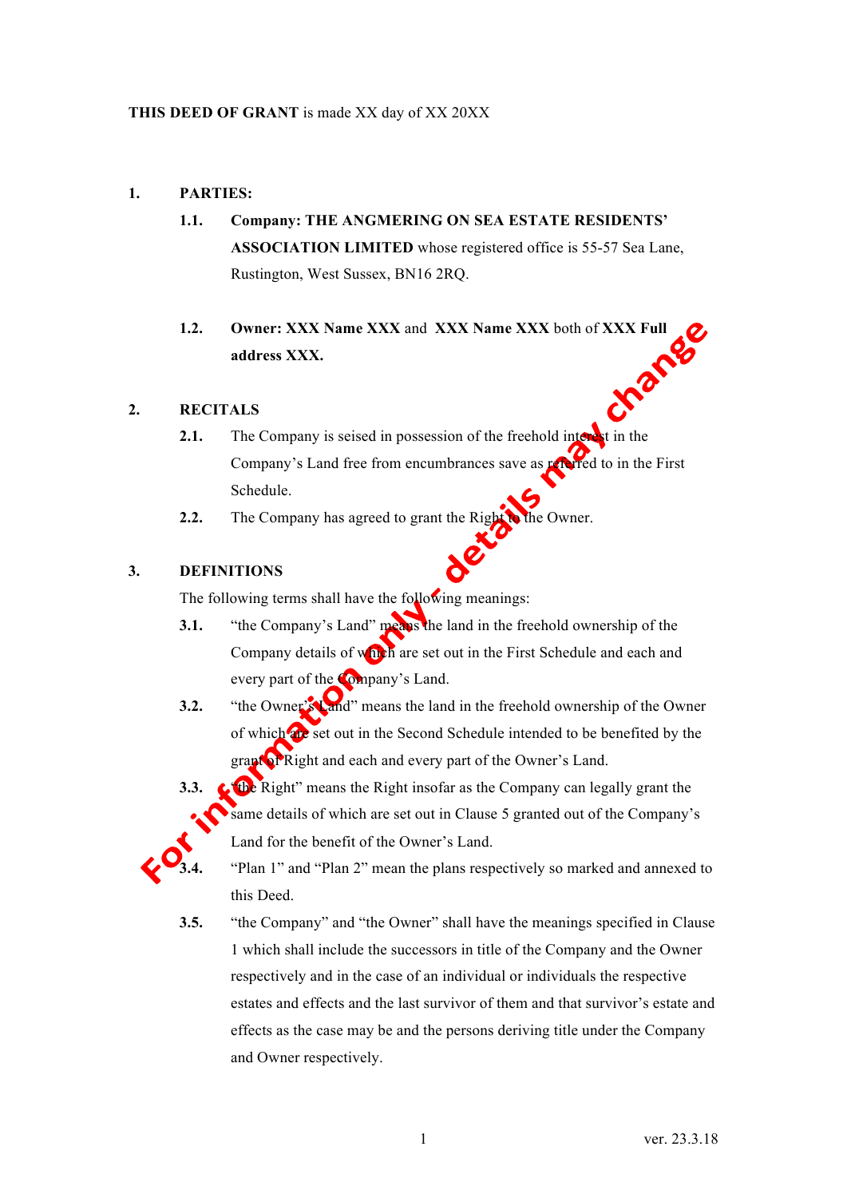**THIS DEED OF GRANT** is made XX day of XX 20XX

For information only - details may change

**1. PARTIES:**

**1.1. Company: THE ANGMERING ON SEA ESTATE RESIDENTS' ASSOCIATION LIMITED** whose registered office is 55-57 Sea Lane, Rustington, West Sussex, BN16 2RQ.

**1.2. Owner: XXX Name XXX** and **XXX Name XXX** both of **XXX Full address XXX.**

**2. RECITALS**

**2.1.** The Company is seised in possession of the freehold interest in the Company's Land free from encumbrances save as referred to in the First Schedule.

**2.2.** The Company has agreed to grant the Right to the Owner.

**3. DEFINITIONS**

The following terms shall have the following meanings:

**3.1.** "the Company's Land" means the land in the freehold ownership of the Company details of which are set out in the First Schedule and each and every part of the Company's Land.

**3.2.** "the Owner's Land" means the land in the freehold ownership of the Owner of which are set out in the Second Schedule intended to be benefited by the grant of Right and each and every part of the Owner's Land.

**3.3.** "the Right" means the Right insofar as the Company can legally grant the same details of which are set out in Clause 5 granted out of the Company's Land for the benefit of the Owner's Land.

**3.4.** "Plan 1" and "Plan 2" mean the plans respectively so marked and annexed to this Deed.

**3.5.** "the Company" and "the Owner" shall have the meanings specified in Clause 1 which shall include the successors in title of the Company and the Owner respectively and in the case of an individual or individuals the respective estates and effects and the last survivor of them and that survivor's estate and effects as the case may be and the persons deriving title under the Company and Owner respectively.

ver. 23.3.18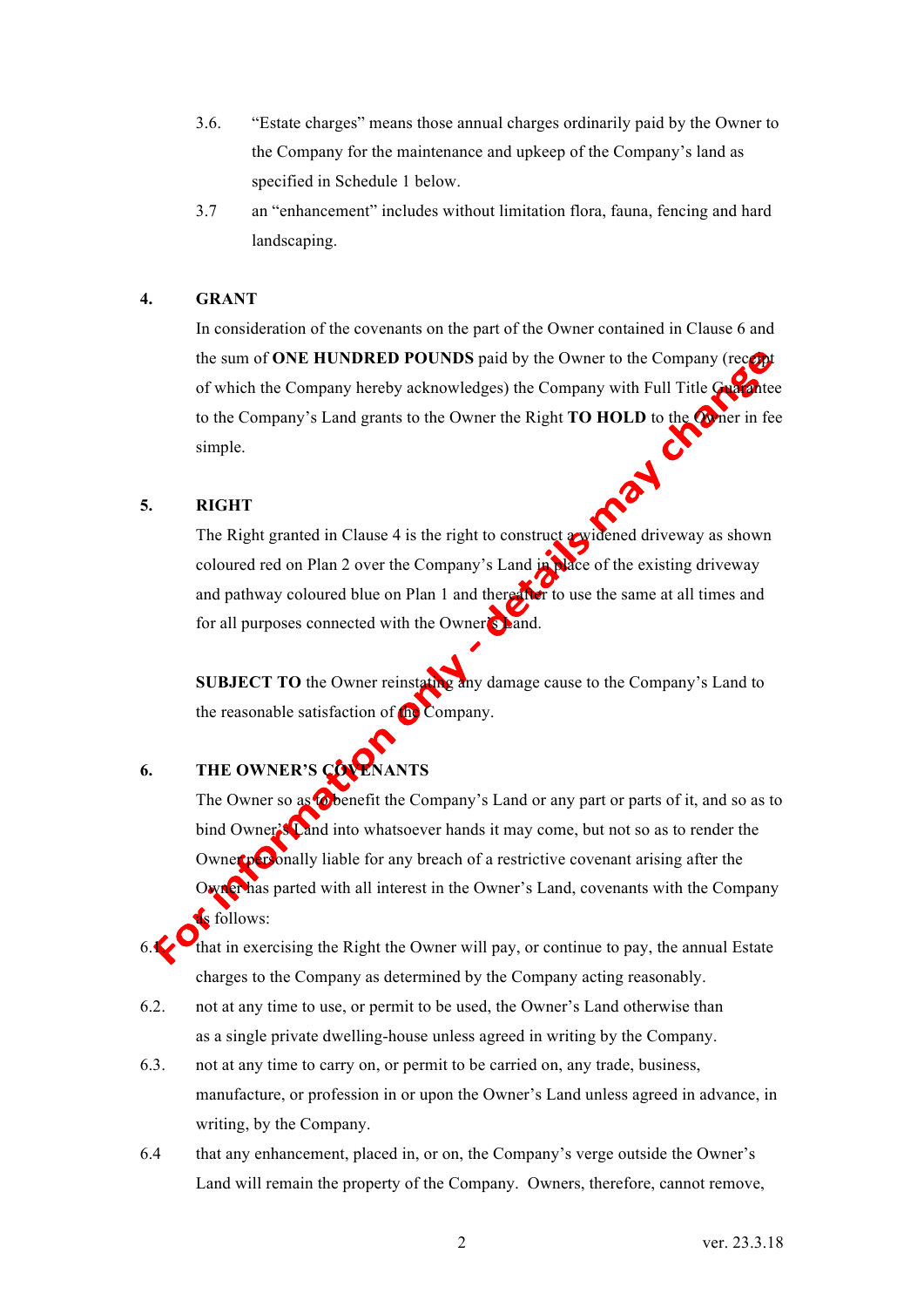3.6. "Estate charges" means those annual charges ordinarily paid by the Owner to the Company for the maintenance and upkeep of the Company's land as specified in Schedule 1 below.

3.7 an "enhancement" includes without limitation flora, fauna, fencing and hard landscaping.

**4. GRANT**

In consideration of the covenants on the part of the Owner contained in Clause 6 and the sum of **ONE HUNDRED POUNDS** paid by the Owner to the Company (receipt of which the Company hereby acknowledges) the Company with Full Title Guarantee to the Company's Land grants to the Owner the Right **TO HOLD** to the Owner in fee simple.

**5. RIGHT**

The Right granted in Clause 4 is the right to construct a widened driveway as shown coloured red on Plan 2 over the Company's Land in place of the existing driveway and pathway coloured blue on Plan 1 and thereafter to use the same at all times and for all purposes connected with the Owner's Land.

**SUBJECT TO** the Owner reinstating any damage cause to the Company's Land to the reasonable satisfaction of the Company.

**6. THE OWNER'S COVENANTS**

The Owner so as to benefit the Company's Land or any part or parts of it, and so as to bind Owner's Land into whatsoever hands it may come, but not so as to render the Owner personally liable for any breach of a restrictive covenant arising after the Owner has parted with all interest in the Owner's Land, covenants with the Company as follows:

6.1 that in exercising the Right the Owner will pay, or continue to pay, the annual Estate charges to the Company as determined by the Company acting reasonably.

6.2. not at any time to use, or permit to be used, the Owner's Land otherwise than as a single private dwelling-house unless agreed in writing by the Company.

6.3. not at any time to carry on, or permit to be carried on, any trade, business, manufacture, or profession in or upon the Owner's Land unless agreed in advance, in writing, by the Company.

6.4 that any enhancement, placed in, or on, the Company's verge outside the Owner's Land will remain the property of the Company. Owners, therefore, cannot remove,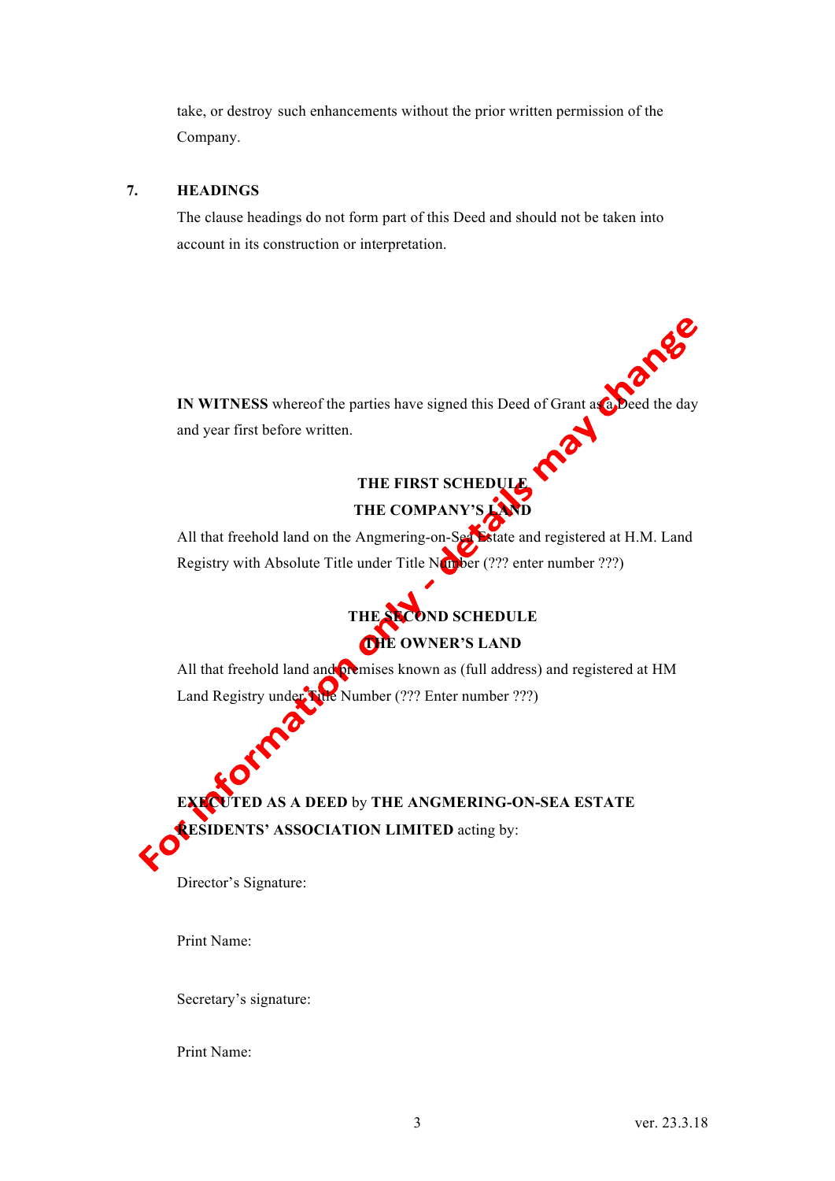take, or destroy such enhancements without the prior written permission of the Company.

**7. HEADINGS**

The clause headings do not form part of this Deed and should not be taken into account in its construction or interpretation.

**IN WITNESS** whereof the parties have signed this Deed of Grant as a Deed the day and year first before written.

**THE FIRST SCHEDULE**

**THE COMPANY'S LAND**

All that freehold land on the Angmering-on-Sea Estate and registered at H.M. Land Registry with Absolute Title under Title Number (??? enter number ???)

**THE SECOND SCHEDULE**

**THE OWNER'S LAND**

All that freehold land and premises known as (full address) and registered at HM Land Registry under Title Number (??? Enter number ???)

**EXECUTED AS A DEED** by **THE ANGMERING-ON-SEA ESTATE RESIDENTS' ASSOCIATION LIMITED** acting by:

Director's Signature:

Print Name:

Secretary's signature:

Print Name:

For information only - details may change

ver. 23.3.18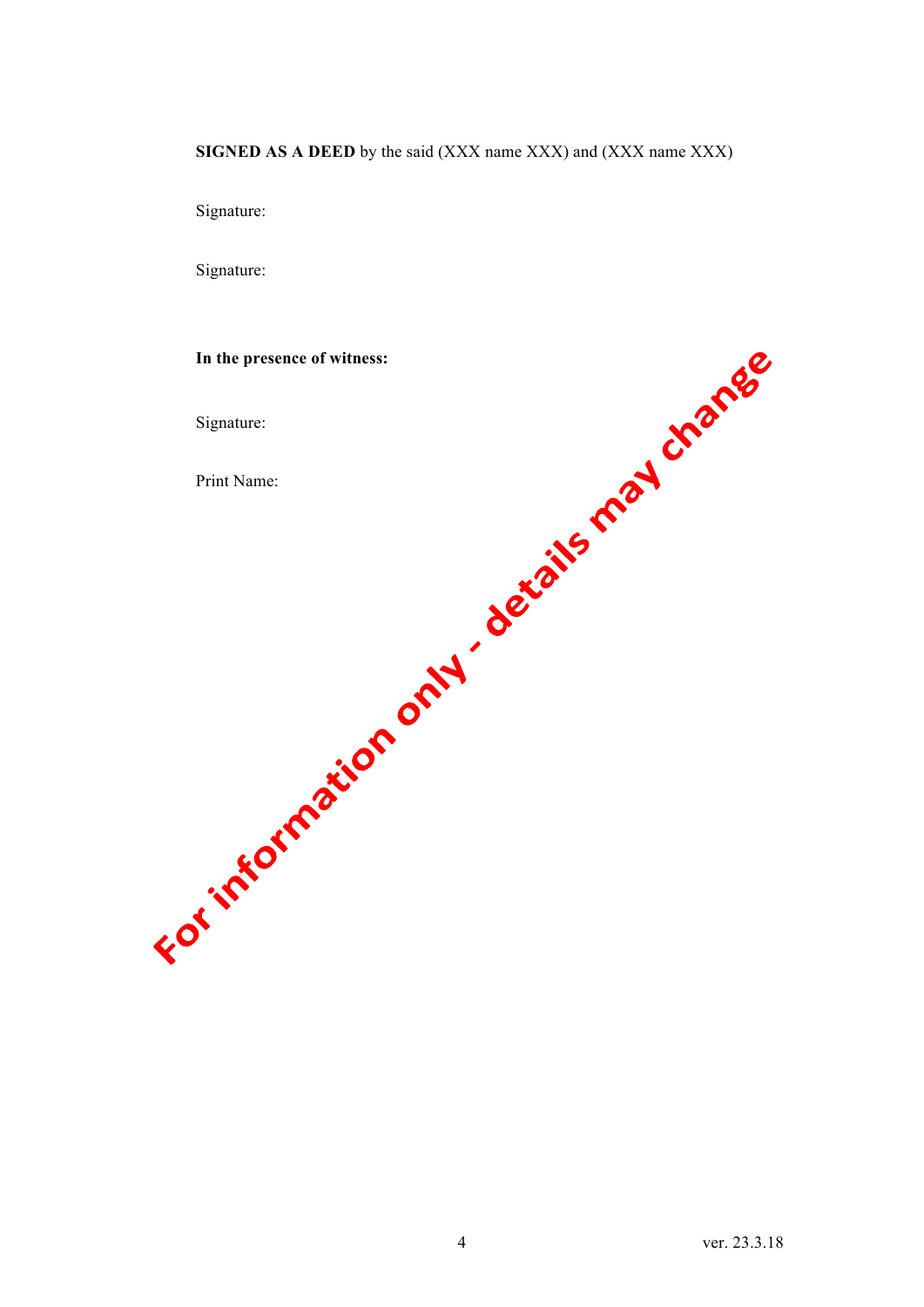**SIGNED AS A DEED** by the said (XXX name XXX) and (XXX name XXX)

Signature:

Signature:

**In the presence of witness:**

Signature:

Print Name:

For information only - details may change

ver. 23.3.18